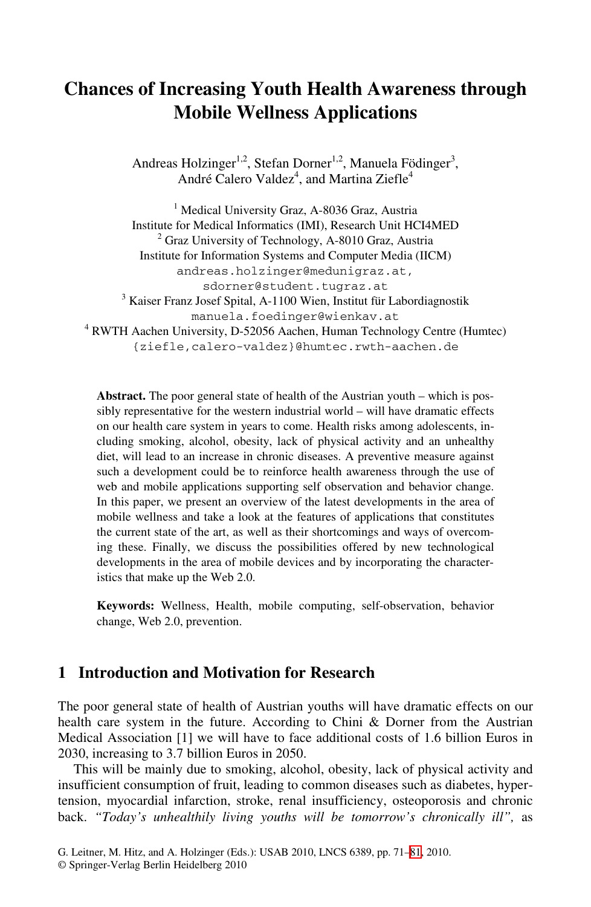# Chances of Increasing Youth Health Awareness through Mobile Wellness Applications

Andreas Holzinger[1,2], Stefan Dorner[1,2], Manuela Födinger[3], André Calero Valdez[4], and Martina Ziefle[4]

[1] Medical University Graz, A-8036 Graz, Austria
Institute for Medical Informatics (IMI), Research Unit HCI4MED
[2] Graz University of Technology, A-8010 Graz, Austria
Institute for Information Systems and Computer Media (IICM)
andreas.holzinger@medunigraz.at,
sdorner@student.tugraz.at
[3] Kaiser Franz Josef Spital, A-1100 Wien, Institut für Labordiagnostik
manuela.foedinger@wienkav.at
[4] RWTH Aachen University, D-52056 Aachen, Human Technology Centre (Humtec)
{ziefle,calero-valdez}@humtec.rwth-aachen.de

**Abstract.** The poor general state of health of the Austrian youth – which is possibly representative for the western industrial world – will have dramatic effects on our health care system in years to come. Health risks among adolescents, including smoking, alcohol, obesity, lack of physical activity and an unhealthy diet, will lead to an increase in chronic diseases. A preventive measure against such a development could be to reinforce health awareness through the use of web and mobile applications supporting self observation and behavior change. In this paper, we present an overview of the latest developments in the area of mobile wellness and take a look at the features of applications that constitutes the current state of the art, as well as their shortcomings and ways of overcoming these. Finally, we discuss the possibilities offered by new technological developments in the area of mobile devices and by incorporating the characteristics that make up the Web 2.0.

**Keywords:** Wellness, Health, mobile computing, self-observation, behavior change, Web 2.0, prevention.

## 1 Introduction and Motivation for Research

The poor general state of health of Austrian youths will have dramatic effects on our health care system in the future. According to Chini & Dorner from the Austrian Medical Association [1] we will have to face additional costs of 1.6 billion Euros in 2030, increasing to 3.7 billion Euros in 2050.

This will be mainly due to smoking, alcohol, obesity, lack of physical activity and insufficient consumption of fruit, leading to common diseases such as diabetes, hypertension, myocardial infarction, stroke, renal insufficiency, osteoporosis and chronic back. *"Today's unhealthily living youths will be tomorrow's chronically ill",* as

G. Leitner, M. Hitz, and A. Holzinger (Eds.): USAB 2010, LNCS 6389, pp. 71–81, 2010.
© Springer-Verlag Berlin Heidelberg 2010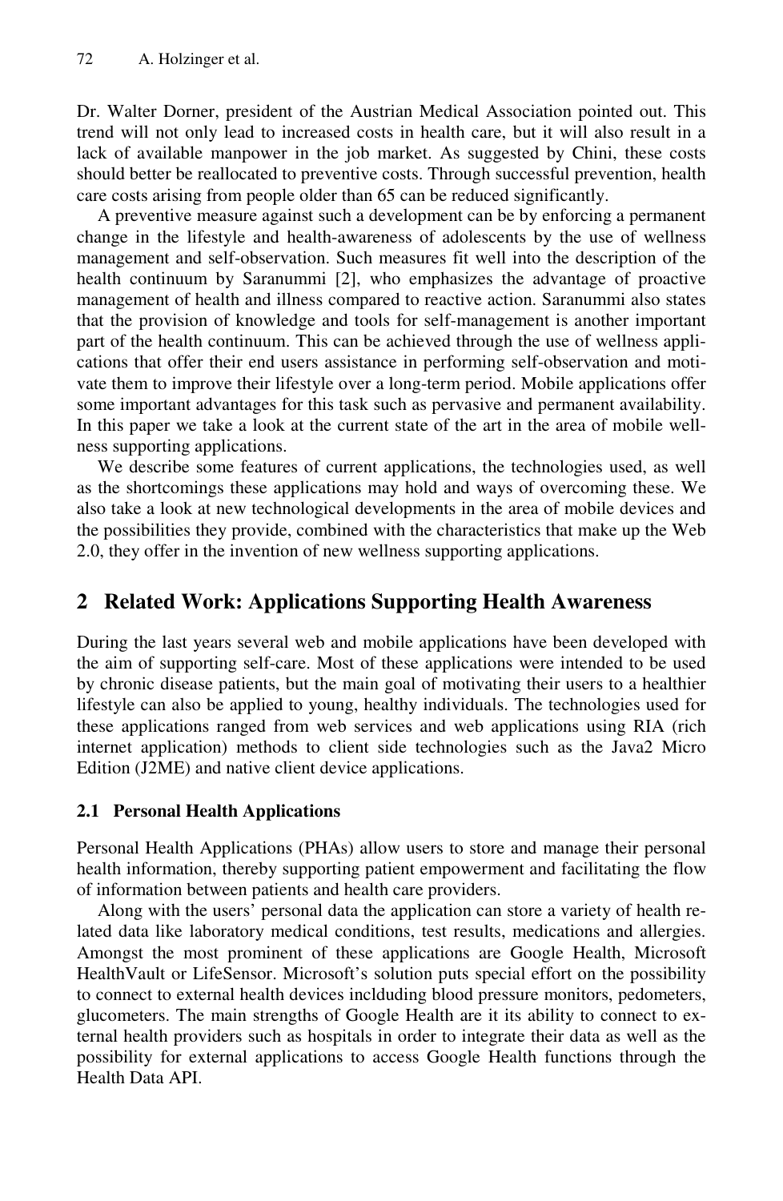Dr. Walter Dorner, president of the Austrian Medical Association pointed out. This trend will not only lead to increased costs in health care, but it will also result in a lack of available manpower in the job market. As suggested by Chini, these costs should better be reallocated to preventive costs. Through successful prevention, health care costs arising from people older than 65 can be reduced significantly.

A preventive measure against such a development can be by enforcing a permanent change in the lifestyle and health-awareness of adolescents by the use of wellness management and self-observation. Such measures fit well into the description of the health continuum by Saranummi [2], who emphasizes the advantage of proactive management of health and illness compared to reactive action. Saranummi also states that the provision of knowledge and tools for self-management is another important part of the health continuum. This can be achieved through the use of wellness applications that offer their end users assistance in performing self-observation and motivate them to improve their lifestyle over a long-term period. Mobile applications offer some important advantages for this task such as pervasive and permanent availability. In this paper we take a look at the current state of the art in the area of mobile wellness supporting applications.

We describe some features of current applications, the technologies used, as well as the shortcomings these applications may hold and ways of overcoming these. We also take a look at new technological developments in the area of mobile devices and the possibilities they provide, combined with the characteristics that make up the Web 2.0, they offer in the invention of new wellness supporting applications.

## 2 Related Work: Applications Supporting Health Awareness

During the last years several web and mobile applications have been developed with the aim of supporting self-care. Most of these applications were intended to be used by chronic disease patients, but the main goal of motivating their users to a healthier lifestyle can also be applied to young, healthy individuals. The technologies used for these applications ranged from web services and web applications using RIA (rich internet application) methods to client side technologies such as the Java2 Micro Edition (J2ME) and native client device applications.

### 2.1 Personal Health Applications

Personal Health Applications (PHAs) allow users to store and manage their personal health information, thereby supporting patient empowerment and facilitating the flow of information between patients and health care providers.

Along with the users' personal data the application can store a variety of health related data like laboratory medical conditions, test results, medications and allergies. Amongst the most prominent of these applications are Google Health, Microsoft HealthVault or LifeSensor. Microsoft's solution puts special effort on the possibility to connect to external health devices inclduding blood pressure monitors, pedometers, glucometers. The main strengths of Google Health are it its ability to connect to external health providers such as hospitals in order to integrate their data as well as the possibility for external applications to access Google Health functions through the Health Data API.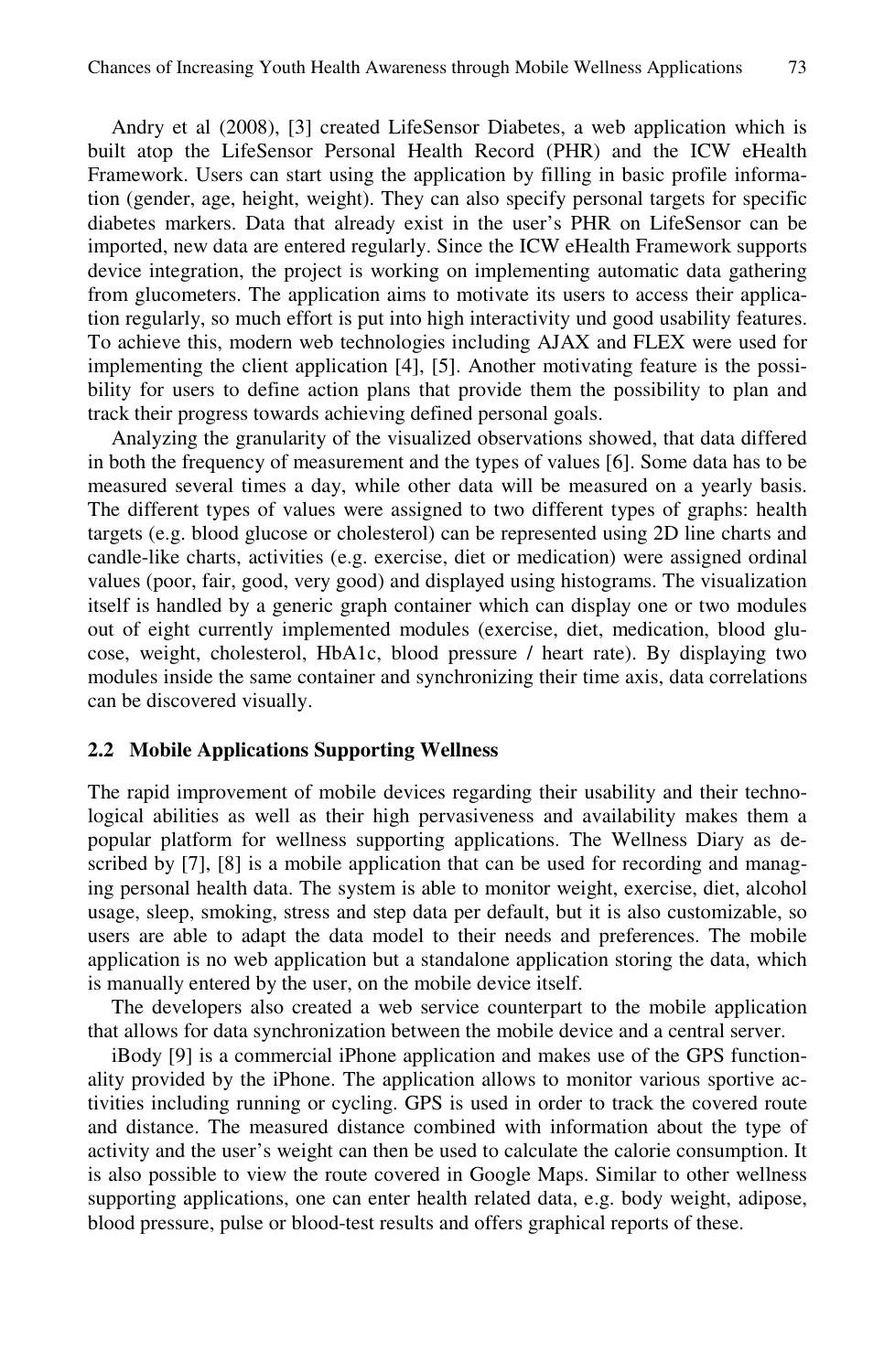Andry et al (2008), [3] created LifeSensor Diabetes, a web application which is built atop the LifeSensor Personal Health Record (PHR) and the ICW eHealth Framework. Users can start using the application by filling in basic profile information (gender, age, height, weight). They can also specify personal targets for specific diabetes markers. Data that already exist in the user's PHR on LifeSensor can be imported, new data are entered regularly. Since the ICW eHealth Framework supports device integration, the project is working on implementing automatic data gathering from glucometers. The application aims to motivate its users to access their application regularly, so much effort is put into high interactivity und good usability features. To achieve this, modern web technologies including AJAX and FLEX were used for implementing the client application [4], [5]. Another motivating feature is the possibility for users to define action plans that provide them the possibility to plan and track their progress towards achieving defined personal goals.

Analyzing the granularity of the visualized observations showed, that data differed in both the frequency of measurement and the types of values [6]. Some data has to be measured several times a day, while other data will be measured on a yearly basis. The different types of values were assigned to two different types of graphs: health targets (e.g. blood glucose or cholesterol) can be represented using 2D line charts and candle-like charts, activities (e.g. exercise, diet or medication) were assigned ordinal values (poor, fair, good, very good) and displayed using histograms. The visualization itself is handled by a generic graph container which can display one or two modules out of eight currently implemented modules (exercise, diet, medication, blood glucose, weight, cholesterol, HbA1c, blood pressure / heart rate). By displaying two modules inside the same container and synchronizing their time axis, data correlations can be discovered visually.

### 2.2 Mobile Applications Supporting Wellness

The rapid improvement of mobile devices regarding their usability and their technological abilities as well as their high pervasiveness and availability makes them a popular platform for wellness supporting applications. The Wellness Diary as described by [7], [8] is a mobile application that can be used for recording and managing personal health data. The system is able to monitor weight, exercise, diet, alcohol usage, sleep, smoking, stress and step data per default, but it is also customizable, so users are able to adapt the data model to their needs and preferences. The mobile application is no web application but a standalone application storing the data, which is manually entered by the user, on the mobile device itself.

The developers also created a web service counterpart to the mobile application that allows for data synchronization between the mobile device and a central server.

iBody [9] is a commercial iPhone application and makes use of the GPS functionality provided by the iPhone. The application allows to monitor various sportive activities including running or cycling. GPS is used in order to track the covered route and distance. The measured distance combined with information about the type of activity and the user's weight can then be used to calculate the calorie consumption. It is also possible to view the route covered in Google Maps. Similar to other wellness supporting applications, one can enter health related data, e.g. body weight, adipose, blood pressure, pulse or blood-test results and offers graphical reports of these.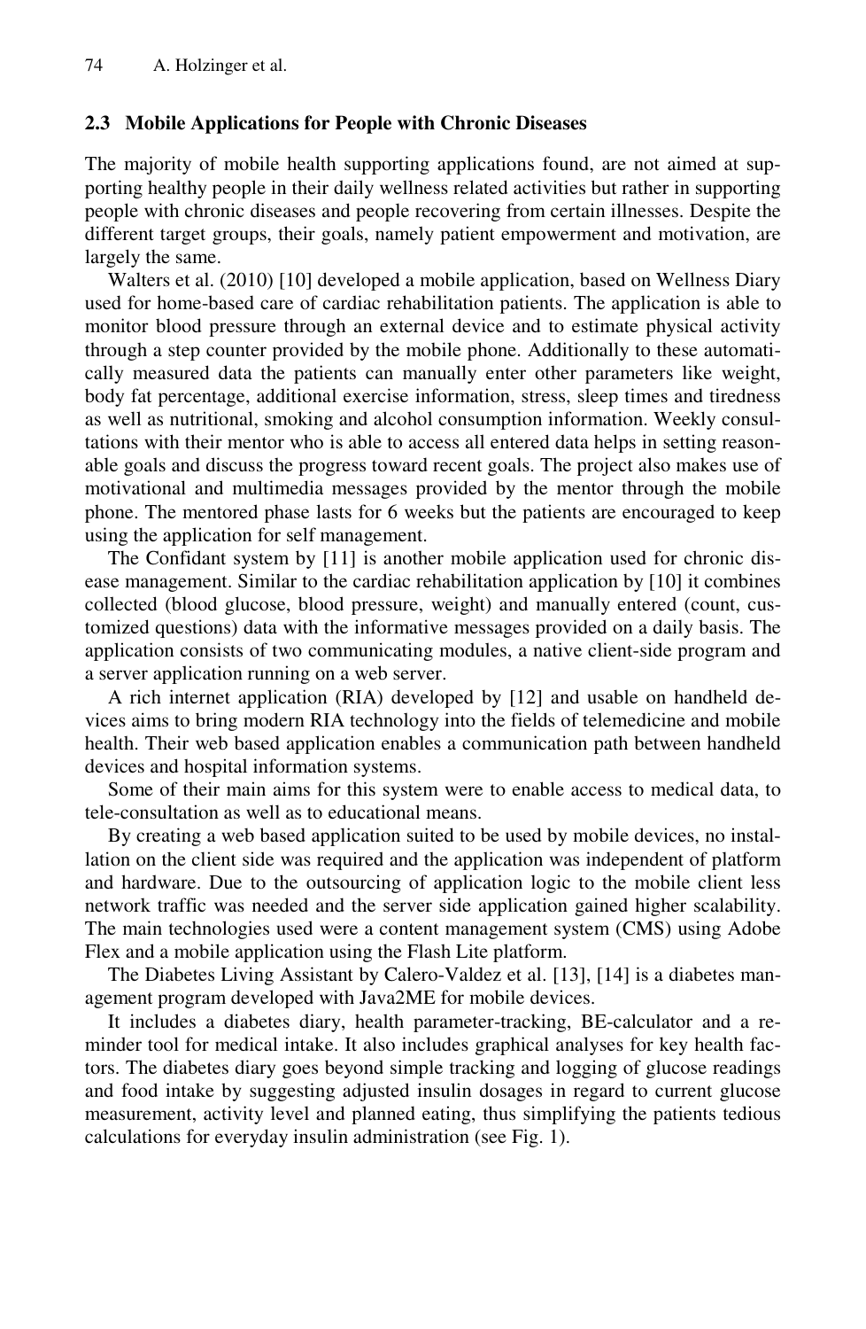### 2.3 Mobile Applications for People with Chronic Diseases

The majority of mobile health supporting applications found, are not aimed at supporting healthy people in their daily wellness related activities but rather in supporting people with chronic diseases and people recovering from certain illnesses. Despite the different target groups, their goals, namely patient empowerment and motivation, are largely the same.

Walters et al. (2010) [10] developed a mobile application, based on Wellness Diary used for home-based care of cardiac rehabilitation patients. The application is able to monitor blood pressure through an external device and to estimate physical activity through a step counter provided by the mobile phone. Additionally to these automatically measured data the patients can manually enter other parameters like weight, body fat percentage, additional exercise information, stress, sleep times and tiredness as well as nutritional, smoking and alcohol consumption information. Weekly consultations with their mentor who is able to access all entered data helps in setting reasonable goals and discuss the progress toward recent goals. The project also makes use of motivational and multimedia messages provided by the mentor through the mobile phone. The mentored phase lasts for 6 weeks but the patients are encouraged to keep using the application for self management.

The Confidant system by [11] is another mobile application used for chronic disease management. Similar to the cardiac rehabilitation application by [10] it combines collected (blood glucose, blood pressure, weight) and manually entered (count, customized questions) data with the informative messages provided on a daily basis. The application consists of two communicating modules, a native client-side program and a server application running on a web server.

A rich internet application (RIA) developed by [12] and usable on handheld devices aims to bring modern RIA technology into the fields of telemedicine and mobile health. Their web based application enables a communication path between handheld devices and hospital information systems.

Some of their main aims for this system were to enable access to medical data, to tele-consultation as well as to educational means.

By creating a web based application suited to be used by mobile devices, no installation on the client side was required and the application was independent of platform and hardware. Due to the outsourcing of application logic to the mobile client less network traffic was needed and the server side application gained higher scalability. The main technologies used were a content management system (CMS) using Adobe Flex and a mobile application using the Flash Lite platform.

The Diabetes Living Assistant by Calero-Valdez et al. [13], [14] is a diabetes management program developed with Java2ME for mobile devices.

It includes a diabetes diary, health parameter-tracking, BE-calculator and a reminder tool for medical intake. It also includes graphical analyses for key health factors. The diabetes diary goes beyond simple tracking and logging of glucose readings and food intake by suggesting adjusted insulin dosages in regard to current glucose measurement, activity level and planned eating, thus simplifying the patients tedious calculations for everyday insulin administration (see Fig. 1).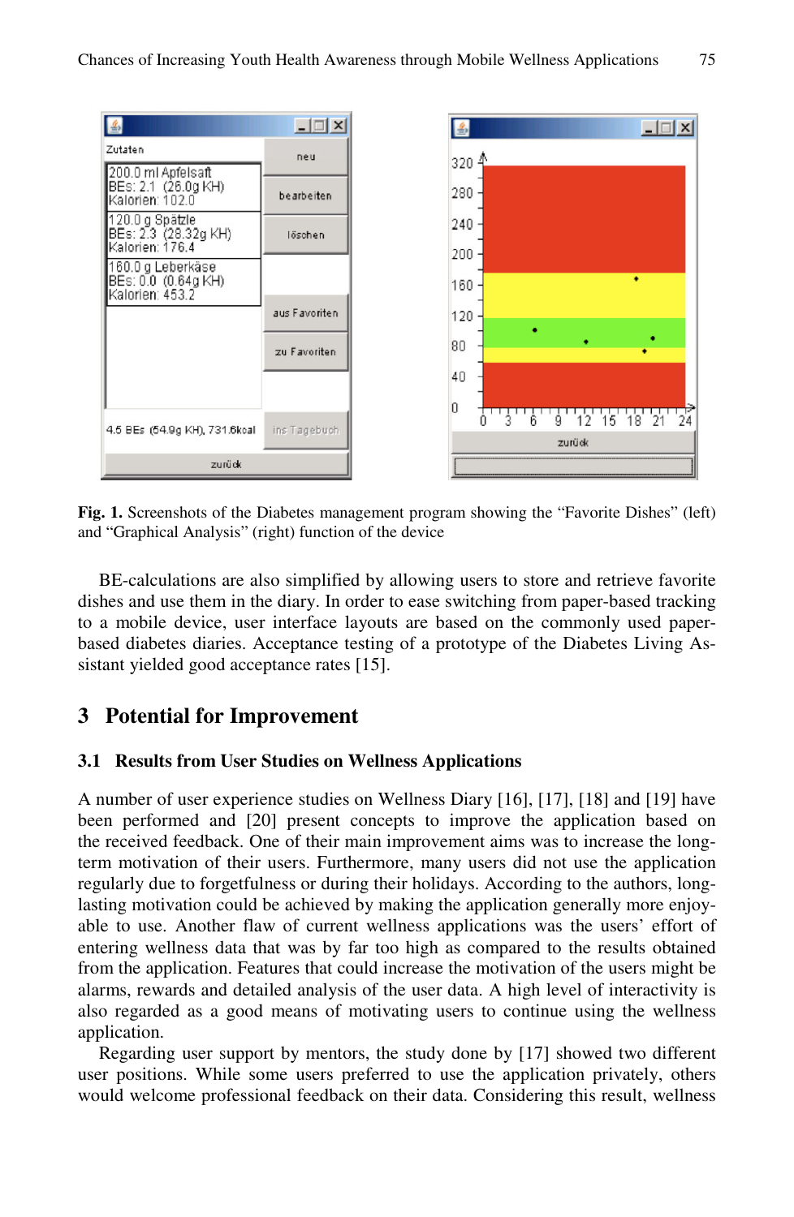**Fig. 1.** Screenshots of the Diabetes management program showing the "Favorite Dishes" (left) and "Graphical Analysis" (right) function of the device

BE-calculations are also simplified by allowing users to store and retrieve favorite dishes and use them in the diary. In order to ease switching from paper-based tracking to a mobile device, user interface layouts are based on the commonly used paper-based diabetes diaries. Acceptance testing of a prototype of the Diabetes Living Assistant yielded good acceptance rates [15].

## 3 Potential for Improvement

### 3.1 Results from User Studies on Wellness Applications

A number of user experience studies on Wellness Diary [16], [17], [18] and [19] have been performed and [20] present concepts to improve the application based on the received feedback. One of their main improvement aims was to increase the long-term motivation of their users. Furthermore, many users did not use the application regularly due to forgetfulness or during their holidays. According to the authors, long-lasting motivation could be achieved by making the application generally more enjoyable to use. Another flaw of current wellness applications was the users' effort of entering wellness data that was by far too high as compared to the results obtained from the application. Features that could increase the motivation of the users might be alarms, rewards and detailed analysis of the user data. A high level of interactivity is also regarded as a good means of motivating users to continue using the wellness application.

Regarding user support by mentors, the study done by [17] showed two different user positions. While some users preferred to use the application privately, others would welcome professional feedback on their data. Considering this result, wellness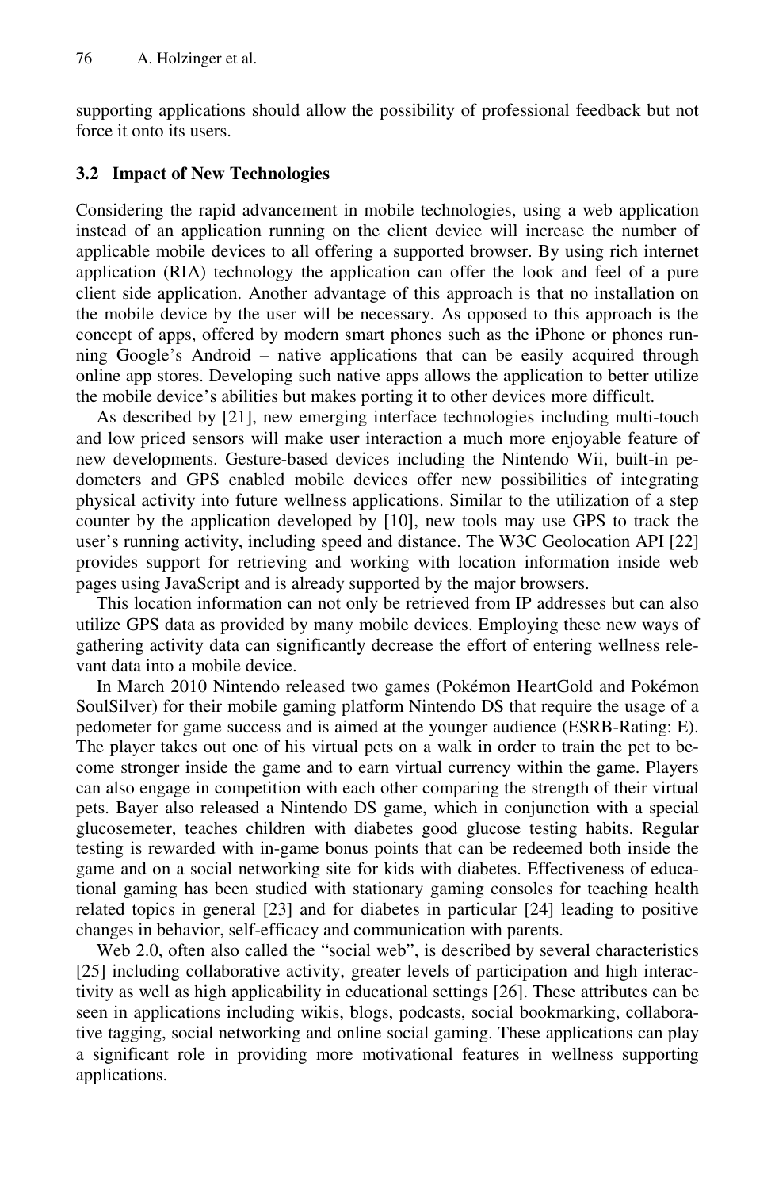supporting applications should allow the possibility of professional feedback but not force it onto its users.

### 3.2 Impact of New Technologies

Considering the rapid advancement in mobile technologies, using a web application instead of an application running on the client device will increase the number of applicable mobile devices to all offering a supported browser. By using rich internet application (RIA) technology the application can offer the look and feel of a pure client side application. Another advantage of this approach is that no installation on the mobile device by the user will be necessary. As opposed to this approach is the concept of apps, offered by modern smart phones such as the iPhone or phones running Google's Android – native applications that can be easily acquired through online app stores. Developing such native apps allows the application to better utilize the mobile device's abilities but makes porting it to other devices more difficult.

As described by [21], new emerging interface technologies including multi-touch and low priced sensors will make user interaction a much more enjoyable feature of new developments. Gesture-based devices including the Nintendo Wii, built-in pedometers and GPS enabled mobile devices offer new possibilities of integrating physical activity into future wellness applications. Similar to the utilization of a step counter by the application developed by [10], new tools may use GPS to track the user's running activity, including speed and distance. The W3C Geolocation API [22] provides support for retrieving and working with location information inside web pages using JavaScript and is already supported by the major browsers.

This location information can not only be retrieved from IP addresses but can also utilize GPS data as provided by many mobile devices. Employing these new ways of gathering activity data can significantly decrease the effort of entering wellness relevant data into a mobile device.

In March 2010 Nintendo released two games (Pokémon HeartGold and Pokémon SoulSilver) for their mobile gaming platform Nintendo DS that require the usage of a pedometer for game success and is aimed at the younger audience (ESRB-Rating: E). The player takes out one of his virtual pets on a walk in order to train the pet to become stronger inside the game and to earn virtual currency within the game. Players can also engage in competition with each other comparing the strength of their virtual pets. Bayer also released a Nintendo DS game, which in conjunction with a special glucosemeter, teaches children with diabetes good glucose testing habits. Regular testing is rewarded with in-game bonus points that can be redeemed both inside the game and on a social networking site for kids with diabetes. Effectiveness of educational gaming has been studied with stationary gaming consoles for teaching health related topics in general [23] and for diabetes in particular [24] leading to positive changes in behavior, self-efficacy and communication with parents.

Web 2.0, often also called the "social web", is described by several characteristics [25] including collaborative activity, greater levels of participation and high interactivity as well as high applicability in educational settings [26]. These attributes can be seen in applications including wikis, blogs, podcasts, social bookmarking, collaborative tagging, social networking and online social gaming. These applications can play a significant role in providing more motivational features in wellness supporting applications.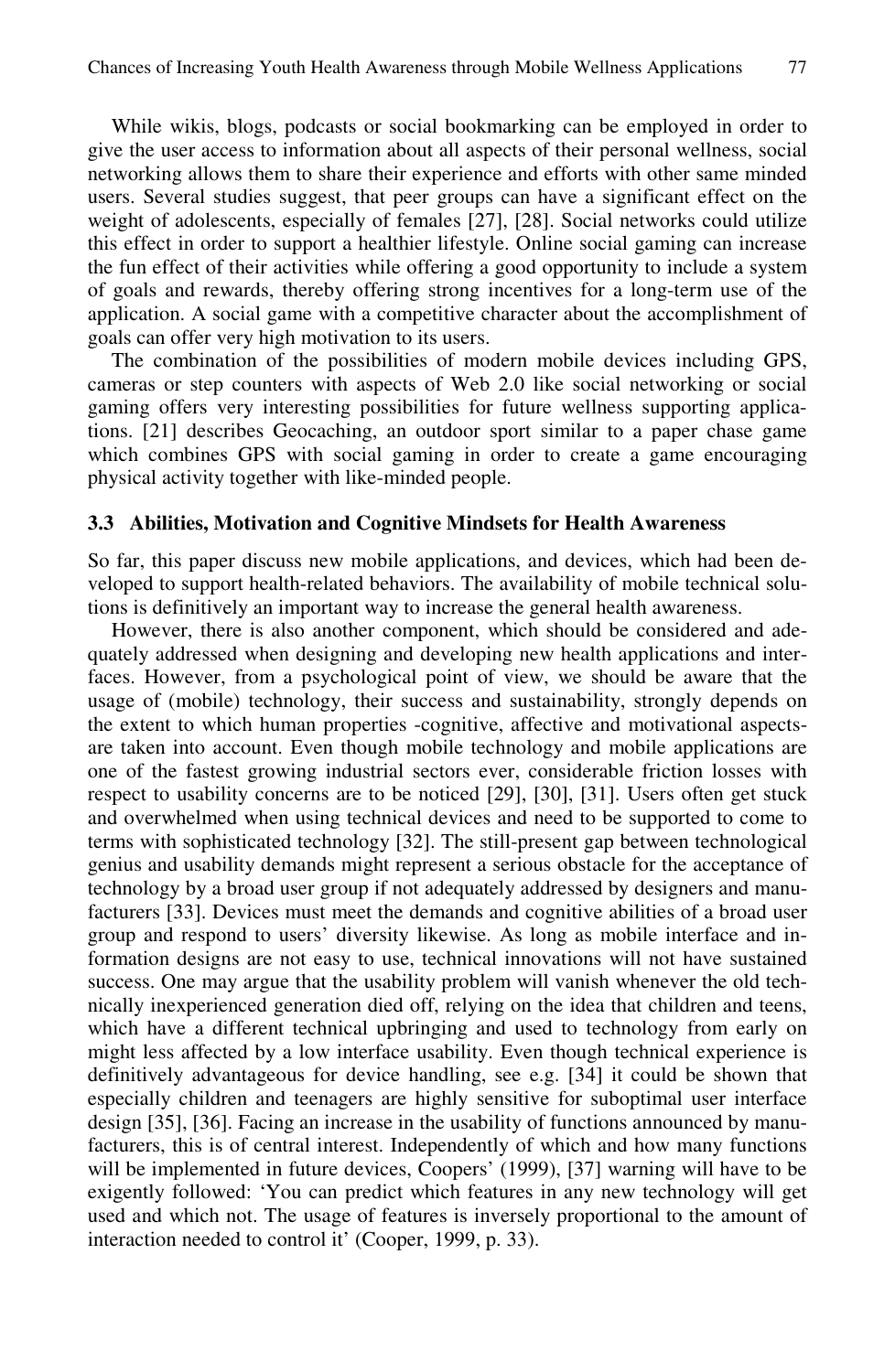While wikis, blogs, podcasts or social bookmarking can be employed in order to give the user access to information about all aspects of their personal wellness, social networking allows them to share their experience and efforts with other same minded users. Several studies suggest, that peer groups can have a significant effect on the weight of adolescents, especially of females [27], [28]. Social networks could utilize this effect in order to support a healthier lifestyle. Online social gaming can increase the fun effect of their activities while offering a good opportunity to include a system of goals and rewards, thereby offering strong incentives for a long-term use of the application. A social game with a competitive character about the accomplishment of goals can offer very high motivation to its users.

The combination of the possibilities of modern mobile devices including GPS, cameras or step counters with aspects of Web 2.0 like social networking or social gaming offers very interesting possibilities for future wellness supporting applications. [21] describes Geocaching, an outdoor sport similar to a paper chase game which combines GPS with social gaming in order to create a game encouraging physical activity together with like-minded people.

### 3.3 Abilities, Motivation and Cognitive Mindsets for Health Awareness

So far, this paper discuss new mobile applications, and devices, which had been developed to support health-related behaviors. The availability of mobile technical solutions is definitively an important way to increase the general health awareness.

However, there is also another component, which should be considered and adequately addressed when designing and developing new health applications and interfaces. However, from a psychological point of view, we should be aware that the usage of (mobile) technology, their success and sustainability, strongly depends on the extent to which human properties -cognitive, affective and motivational aspects-are taken into account. Even though mobile technology and mobile applications are one of the fastest growing industrial sectors ever, considerable friction losses with respect to usability concerns are to be noticed [29], [30], [31]. Users often get stuck and overwhelmed when using technical devices and need to be supported to come to terms with sophisticated technology [32]. The still-present gap between technological genius and usability demands might represent a serious obstacle for the acceptance of technology by a broad user group if not adequately addressed by designers and manufacturers [33]. Devices must meet the demands and cognitive abilities of a broad user group and respond to users' diversity likewise. As long as mobile interface and information designs are not easy to use, technical innovations will not have sustained success. One may argue that the usability problem will vanish whenever the old technically inexperienced generation died off, relying on the idea that children and teens, which have a different technical upbringing and used to technology from early on might less affected by a low interface usability. Even though technical experience is definitively advantageous for device handling, see e.g. [34] it could be shown that especially children and teenagers are highly sensitive for suboptimal user interface design [35], [36]. Facing an increase in the usability of functions announced by manufacturers, this is of central interest. Independently of which and how many functions will be implemented in future devices, Coopers' (1999), [37] warning will have to be exigently followed: 'You can predict which features in any new technology will get used and which not. The usage of features is inversely proportional to the amount of interaction needed to control it' (Cooper, 1999, p. 33).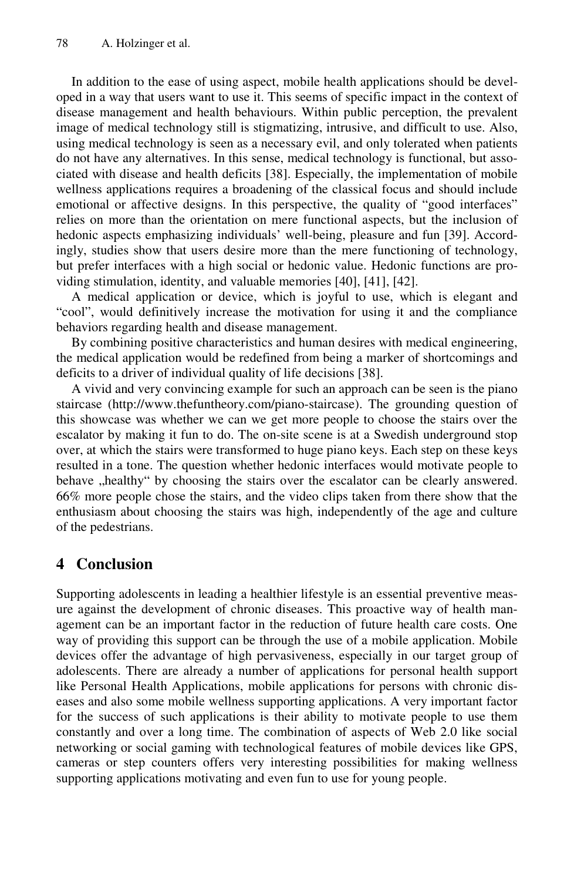In addition to the ease of using aspect, mobile health applications should be developed in a way that users want to use it. This seems of specific impact in the context of disease management and health behaviours. Within public perception, the prevalent image of medical technology still is stigmatizing, intrusive, and difficult to use. Also, using medical technology is seen as a necessary evil, and only tolerated when patients do not have any alternatives. In this sense, medical technology is functional, but associated with disease and health deficits [38]. Especially, the implementation of mobile wellness applications requires a broadening of the classical focus and should include emotional or affective designs. In this perspective, the quality of "good interfaces" relies on more than the orientation on mere functional aspects, but the inclusion of hedonic aspects emphasizing individuals' well-being, pleasure and fun [39]. Accordingly, studies show that users desire more than the mere functioning of technology, but prefer interfaces with a high social or hedonic value. Hedonic functions are providing stimulation, identity, and valuable memories [40], [41], [42].

A medical application or device, which is joyful to use, which is elegant and "cool", would definitively increase the motivation for using it and the compliance behaviors regarding health and disease management.

By combining positive characteristics and human desires with medical engineering, the medical application would be redefined from being a marker of shortcomings and deficits to a driver of individual quality of life decisions [38].

A vivid and very convincing example for such an approach can be seen is the piano staircase (http://www.thefuntheory.com/piano-staircase). The grounding question of this showcase was whether we can we get more people to choose the stairs over the escalator by making it fun to do. The on-site scene is at a Swedish underground stop over, at which the stairs were transformed to huge piano keys. Each step on these keys resulted in a tone. The question whether hedonic interfaces would motivate people to behave „healthy" by choosing the stairs over the escalator can be clearly answered. 66% more people chose the stairs, and the video clips taken from there show that the enthusiasm about choosing the stairs was high, independently of the age and culture of the pedestrians.

## 4 Conclusion

Supporting adolescents in leading a healthier lifestyle is an essential preventive measure against the development of chronic diseases. This proactive way of health management can be an important factor in the reduction of future health care costs. One way of providing this support can be through the use of a mobile application. Mobile devices offer the advantage of high pervasiveness, especially in our target group of adolescents. There are already a number of applications for personal health support like Personal Health Applications, mobile applications for persons with chronic diseases and also some mobile wellness supporting applications. A very important factor for the success of such applications is their ability to motivate people to use them constantly and over a long time. The combination of aspects of Web 2.0 like social networking or social gaming with technological features of mobile devices like GPS, cameras or step counters offers very interesting possibilities for making wellness supporting applications motivating and even fun to use for young people.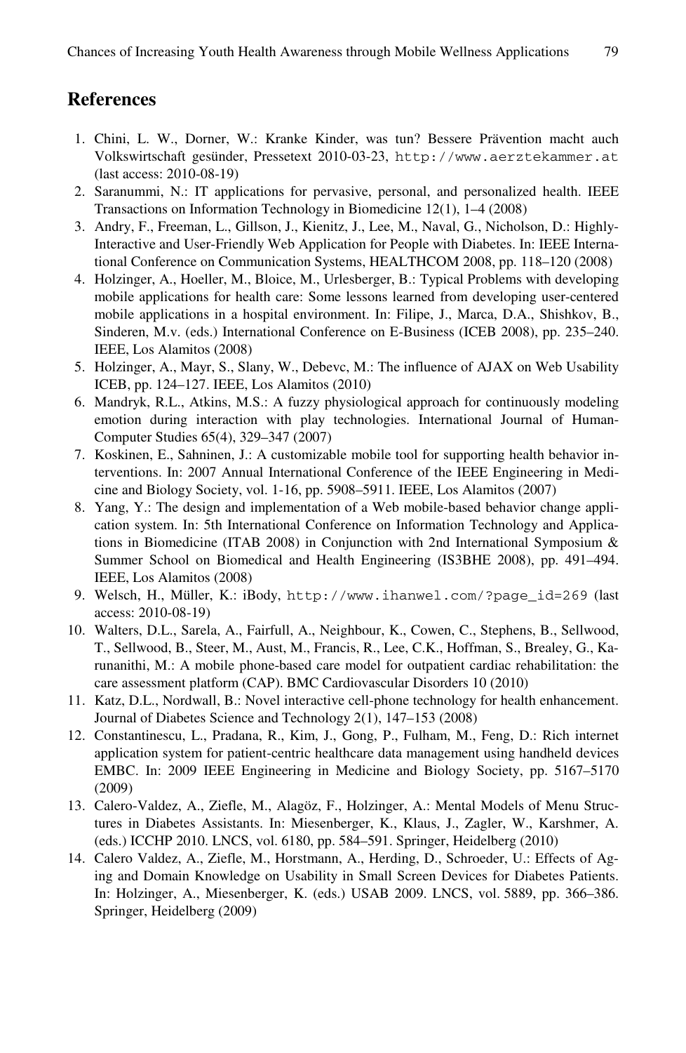## References

1. Chini, L. W., Dorner, W.: Kranke Kinder, was tun? Bessere Prävention macht auch Volkswirtschaft gesünder, Pressetext 2010-03-23, http://www.aerztekammer.at (last access: 2010-08-19)
2. Saranummi, N.: IT applications for pervasive, personal, and personalized health. IEEE Transactions on Information Technology in Biomedicine 12(1), 1–4 (2008)
3. Andry, F., Freeman, L., Gillson, J., Kienitz, J., Lee, M., Naval, G., Nicholson, D.: Highly-Interactive and User-Friendly Web Application for People with Diabetes. In: IEEE International Conference on Communication Systems, HEALTHCOM 2008, pp. 118–120 (2008)
4. Holzinger, A., Hoeller, M., Bloice, M., Urlesberger, B.: Typical Problems with developing mobile applications for health care: Some lessons learned from developing user-centered mobile applications in a hospital environment. In: Filipe, J., Marca, D.A., Shishkov, B., Sinderen, M.v. (eds.) International Conference on E-Business (ICEB 2008), pp. 235–240. IEEE, Los Alamitos (2008)
5. Holzinger, A., Mayr, S., Slany, W., Debevc, M.: The influence of AJAX on Web Usability ICEB, pp. 124–127. IEEE, Los Alamitos (2010)
6. Mandryk, R.L., Atkins, M.S.: A fuzzy physiological approach for continuously modeling emotion during interaction with play technologies. International Journal of Human-Computer Studies 65(4), 329–347 (2007)
7. Koskinen, E., Sahninen, J.: A customizable mobile tool for supporting health behavior interventions. In: 2007 Annual International Conference of the IEEE Engineering in Medicine and Biology Society, vol. 1-16, pp. 5908–5911. IEEE, Los Alamitos (2007)
8. Yang, Y.: The design and implementation of a Web mobile-based behavior change application system. In: 5th International Conference on Information Technology and Applications in Biomedicine (ITAB 2008) in Conjunction with 2nd International Symposium & Summer School on Biomedical and Health Engineering (IS3BHE 2008), pp. 491–494. IEEE, Los Alamitos (2008)
9. Welsch, H., Müller, K.: iBody, http://www.ihanwel.com/?page_id=269 (last access: 2010-08-19)
10. Walters, D.L., Sarela, A., Fairfull, A., Neighbour, K., Cowen, C., Stephens, B., Sellwood, T., Sellwood, B., Steer, M., Aust, M., Francis, R., Lee, C.K., Hoffman, S., Brealey, G., Karunanithi, M.: A mobile phone-based care model for outpatient cardiac rehabilitation: the care assessment platform (CAP). BMC Cardiovascular Disorders 10 (2010)
11. Katz, D.L., Nordwall, B.: Novel interactive cell-phone technology for health enhancement. Journal of Diabetes Science and Technology 2(1), 147–153 (2008)
12. Constantinescu, L., Pradana, R., Kim, J., Gong, P., Fulham, M., Feng, D.: Rich internet application system for patient-centric healthcare data management using handheld devices EMBC. In: 2009 IEEE Engineering in Medicine and Biology Society, pp. 5167–5170 (2009)
13. Calero-Valdez, A., Ziefle, M., Alagöz, F., Holzinger, A.: Mental Models of Menu Structures in Diabetes Assistants. In: Miesenberger, K., Klaus, J., Zagler, W., Karshmer, A. (eds.) ICCHP 2010. LNCS, vol. 6180, pp. 584–591. Springer, Heidelberg (2010)
14. Calero Valdez, A., Ziefle, M., Horstmann, A., Herding, D., Schroeder, U.: Effects of Aging and Domain Knowledge on Usability in Small Screen Devices for Diabetes Patients. In: Holzinger, A., Miesenberger, K. (eds.) USAB 2009. LNCS, vol. 5889, pp. 366–386. Springer, Heidelberg (2009)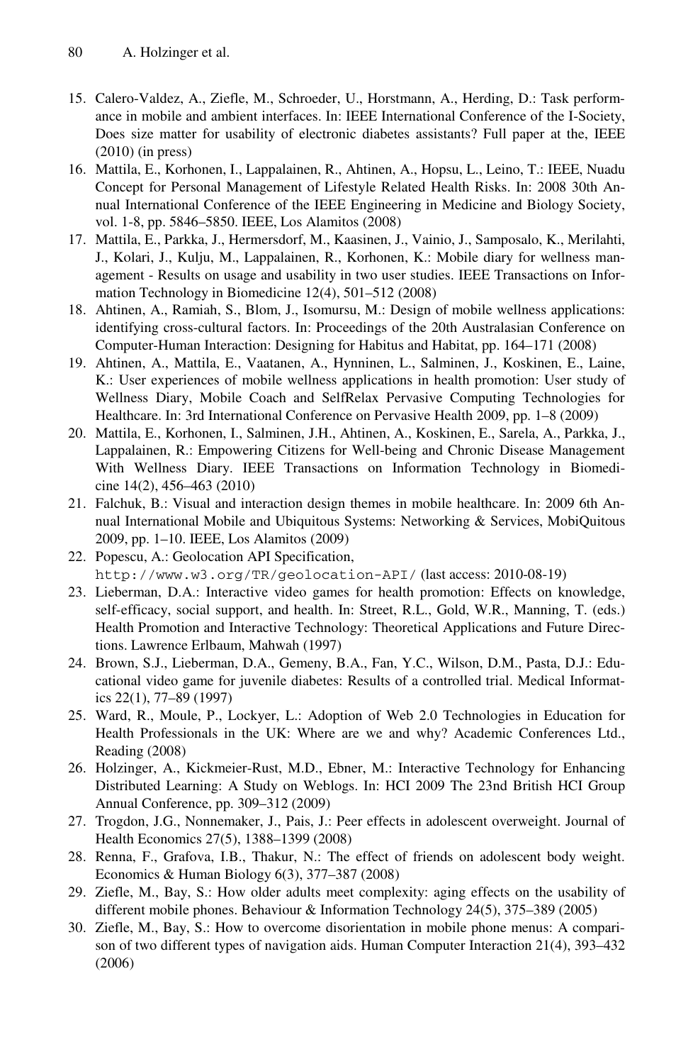15. Calero-Valdez, A., Ziefle, M., Schroeder, U., Horstmann, A., Herding, D.: Task performance in mobile and ambient interfaces. In: IEEE International Conference of the I-Society, Does size matter for usability of electronic diabetes assistants? Full paper at the, IEEE (2010) (in press)
16. Mattila, E., Korhonen, I., Lappalainen, R., Ahtinen, A., Hopsu, L., Leino, T.: IEEE, Nuadu Concept for Personal Management of Lifestyle Related Health Risks. In: 2008 30th Annual International Conference of the IEEE Engineering in Medicine and Biology Society, vol. 1-8, pp. 5846–5850. IEEE, Los Alamitos (2008)
17. Mattila, E., Parkka, J., Hermersdorf, M., Kaasinen, J., Vainio, J., Samposalo, K., Merilahti, J., Kolari, J., Kulju, M., Lappalainen, R., Korhonen, K.: Mobile diary for wellness management - Results on usage and usability in two user studies. IEEE Transactions on Information Technology in Biomedicine 12(4), 501–512 (2008)
18. Ahtinen, A., Ramiah, S., Blom, J., Isomursu, M.: Design of mobile wellness applications: identifying cross-cultural factors. In: Proceedings of the 20th Australasian Conference on Computer-Human Interaction: Designing for Habitus and Habitat, pp. 164–171 (2008)
19. Ahtinen, A., Mattila, E., Vaatanen, A., Hynninen, L., Salminen, J., Koskinen, E., Laine, K.: User experiences of mobile wellness applications in health promotion: User study of Wellness Diary, Mobile Coach and SelfRelax Pervasive Computing Technologies for Healthcare. In: 3rd International Conference on Pervasive Health 2009, pp. 1–8 (2009)
20. Mattila, E., Korhonen, I., Salminen, J.H., Ahtinen, A., Koskinen, E., Sarela, A., Parkka, J., Lappalainen, R.: Empowering Citizens for Well-being and Chronic Disease Management With Wellness Diary. IEEE Transactions on Information Technology in Biomedicine 14(2), 456–463 (2010)
21. Falchuk, B.: Visual and interaction design themes in mobile healthcare. In: 2009 6th Annual International Mobile and Ubiquitous Systems: Networking & Services, MobiQuitous 2009, pp. 1–10. IEEE, Los Alamitos (2009)
22. Popescu, A.: Geolocation API Specification, http://www.w3.org/TR/geolocation-API/ (last access: 2010-08-19)
23. Lieberman, D.A.: Interactive video games for health promotion: Effects on knowledge, self-efficacy, social support, and health. In: Street, R.L., Gold, W.R., Manning, T. (eds.) Health Promotion and Interactive Technology: Theoretical Applications and Future Directions. Lawrence Erlbaum, Mahwah (1997)
24. Brown, S.J., Lieberman, D.A., Gemeny, B.A., Fan, Y.C., Wilson, D.M., Pasta, D.J.: Educational video game for juvenile diabetes: Results of a controlled trial. Medical Informatics 22(1), 77–89 (1997)
25. Ward, R., Moule, P., Lockyer, L.: Adoption of Web 2.0 Technologies in Education for Health Professionals in the UK: Where are we and why? Academic Conferences Ltd., Reading (2008)
26. Holzinger, A., Kickmeier-Rust, M.D., Ebner, M.: Interactive Technology for Enhancing Distributed Learning: A Study on Weblogs. In: HCI 2009 The 23nd British HCI Group Annual Conference, pp. 309–312 (2009)
27. Trogdon, J.G., Nonnemaker, J., Pais, J.: Peer effects in adolescent overweight. Journal of Health Economics 27(5), 1388–1399 (2008)
28. Renna, F., Grafova, I.B., Thakur, N.: The effect of friends on adolescent body weight. Economics & Human Biology 6(3), 377–387 (2008)
29. Ziefle, M., Bay, S.: How older adults meet complexity: aging effects on the usability of different mobile phones. Behaviour & Information Technology 24(5), 375–389 (2005)
30. Ziefle, M., Bay, S.: How to overcome disorientation in mobile phone menus: A comparison of two different types of navigation aids. Human Computer Interaction 21(4), 393–432 (2006)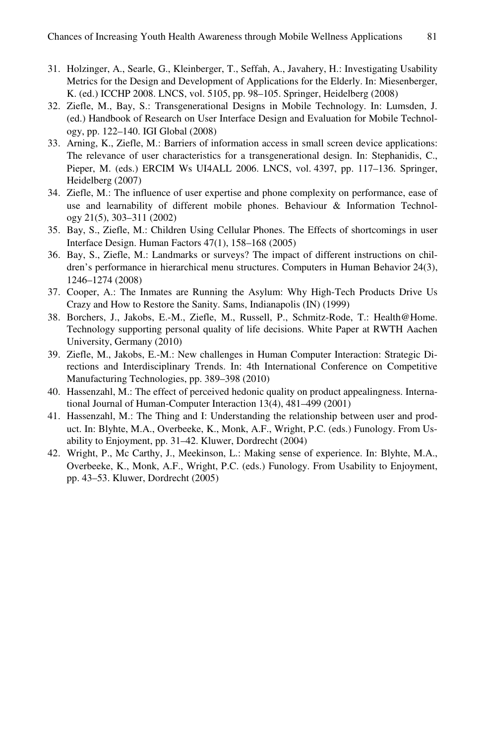31. Holzinger, A., Searle, G., Kleinberger, T., Seffah, A., Javahery, H.: Investigating Usability Metrics for the Design and Development of Applications for the Elderly. In: Miesenberger, K. (ed.) ICCHP 2008. LNCS, vol. 5105, pp. 98–105. Springer, Heidelberg (2008)
32. Ziefle, M., Bay, S.: Transgenerational Designs in Mobile Technology. In: Lumsden, J. (ed.) Handbook of Research on User Interface Design and Evaluation for Mobile Technology, pp. 122–140. IGI Global (2008)
33. Arning, K., Ziefle, M.: Barriers of information access in small screen device applications: The relevance of user characteristics for a transgenerational design. In: Stephanidis, C., Pieper, M. (eds.) ERCIM Ws UI4ALL 2006. LNCS, vol. 4397, pp. 117–136. Springer, Heidelberg (2007)
34. Ziefle, M.: The influence of user expertise and phone complexity on performance, ease of use and learnability of different mobile phones. Behaviour & Information Technology 21(5), 303–311 (2002)
35. Bay, S., Ziefle, M.: Children Using Cellular Phones. The Effects of shortcomings in user Interface Design. Human Factors 47(1), 158–168 (2005)
36. Bay, S., Ziefle, M.: Landmarks or surveys? The impact of different instructions on children's performance in hierarchical menu structures. Computers in Human Behavior 24(3), 1246–1274 (2008)
37. Cooper, A.: The Inmates are Running the Asylum: Why High-Tech Products Drive Us Crazy and How to Restore the Sanity. Sams, Indianapolis (IN) (1999)
38. Borchers, J., Jakobs, E.-M., Ziefle, M., Russell, P., Schmitz-Rode, T.: Health@Home. Technology supporting personal quality of life decisions. White Paper at RWTH Aachen University, Germany (2010)
39. Ziefle, M., Jakobs, E.-M.: New challenges in Human Computer Interaction: Strategic Directions and Interdisciplinary Trends. In: 4th International Conference on Competitive Manufacturing Technologies, pp. 389–398 (2010)
40. Hassenzahl, M.: The effect of perceived hedonic quality on product appealingness. International Journal of Human-Computer Interaction 13(4), 481–499 (2001)
41. Hassenzahl, M.: The Thing and I: Understanding the relationship between user and product. In: Blyhte, M.A., Overbeeke, K., Monk, A.F., Wright, P.C. (eds.) Funology. From Usability to Enjoyment, pp. 31–42. Kluwer, Dordrecht (2004)
42. Wright, P., Mc Carthy, J., Meekinson, L.: Making sense of experience. In: Blyhte, M.A., Overbeeke, K., Monk, A.F., Wright, P.C. (eds.) Funology. From Usability to Enjoyment, pp. 43–53. Kluwer, Dordrecht (2005)